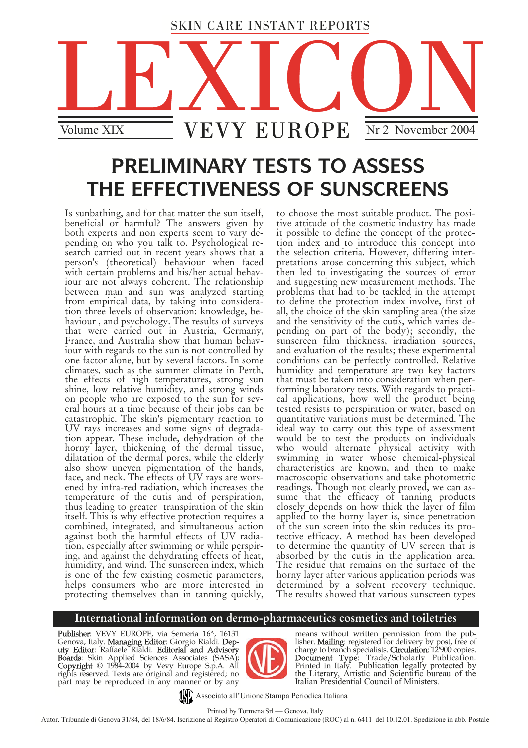SKIN CARE INSTANT REPORTS

# LEXICON

Volume XIX — VEVY EUROPE — Nr 2 November 2004

# PRELIMINARY TESTS TO ASSESS THE EFFECTIVENESS OF SUNSCREENS

Is sunbathing, and for that matter the sun itself, beneficial or harmful? The answers given by both experts and non experts seem to vary depending on who you talk to. Psychological research carried out in recent years shows that a person's (theoretical) behaviour when faced with certain problems and his/her actual behaviour are not always coherent. The relationship between man and sun was analyzed starting from empirical data, by taking into consideration three levels of observation: knowledge, behaviour , and psychology. The results of surveys that were carried out in Austria, Germany, France, and Australia show that human behaviour with regards to the sun is not controlled by one factor alone, but by several factors. In some climates, such as the summer climate in Perth, the effects of high temperatures, strong sun shine, low relative humidity, and strong winds on people who are exposed to the sun for several hours at a time because of their jobs can be catastrophic. The skin's pigmentary reaction to UV rays increases and some signs of degradation appear. These include, dehydration of the horny layer, thickening of the dermal tissue, dilatation of the dermal pores, while the elderly also show uneven pigmentation of the hands, face, and neck. The effects of UV rays are worsened by infra-red radiation, which increases the temperature of the cutis and of perspiration, thus leading to greater transpiration of the skin itself. This is why effective protection requires a combined, integrated, and simultaneous action against both the harmful effects of UV radiation, especially after swimming or while perspiring, and against the dehydrating effects of heat, humidity, and wind. The sunscreen index, which is one of the few existing cosmetic parameters, helps consumers who are more interested in protecting themselves than in tanning quickly, to choose the most suitable product. The positive attitude of the cosmetic industry has made it possible to define the concept of the protection index and to introduce this concept into the selection criteria. However, differing interpretations arose concerning this subject, which then led to investigating the sources of error and suggesting new measurement methods. The problems that had to be tackled in the attempt to define the protection index involve, first of all, the choice of the skin sampling area (the size and the sensitivity of the cutis, which varies depending on part of the body); secondly, the sunscreen film thickness, irradiation sources, and evaluation of the results; these experimental conditions can be perfectly controlled. Relative humidity and temperature are two key factors that must be taken into consideration when performing laboratory tests. With regards to practical applications, how well the product being tested resists to perspiration or water, based on quantitative variations must be determined. The ideal way to carry out this type of assessment would be to test the products on individuals who would alternate physical activity with swimming in water whose chemical-physical characteristics are known, and then to make macroscopic observations and take photometric readings. Though not clearly proved, we can assume that the efficacy of tanning products closely depends on how thick the layer of film applied to the horny layer is, since penetration of the sun screen into the skin reduces its protective efficacy. A method has been developed to determine the quantity of UV screen that is absorbed by the cutis in the application area. The residue that remains on the surface of the horny layer after various application periods was determined by a solvent recovery technique. The results showed that various sunscreen types

**International information on dermo-pharmaceutics cosmetics and toiletries**

**Publisher**: VEVY EUROPE, via Semeria 16A, 16131 Genova, Italy. **Managing Editor**: Giorgio Rialdi. **Deputy Editor**: Raffaele Rialdi. **Editorial and Advisory Boards**: Skin Applied Sciences Associates (SASA); **Copyright** © 1984-2004 by Vevy Europe S.p.A. All rights reserved. Texts are original and registered; no part may be reproduced in any manner or by any means without written permission from the publisher. **Mailing**: registered for delivery by post, free of charge to branch specialists. **Circulation**: 12'900 copies. **Document Type**: Trade/Scholarly Publication. Printed in Italy. Publication legally protected by the Literary, Artistic and Scientific bureau of the Italian Presidential Council of Ministers.

Associato all'Unione Stampa Periodica Italiana

Printed by Tormena Srl — Genova, Italy

Autor. Tribunale di Genova 31/84, del 18/6/84. Iscrizione al Registro Operatori di Comunicazione (ROC) al n. 6411 del 10.12.01. Spedizione in abb. Postale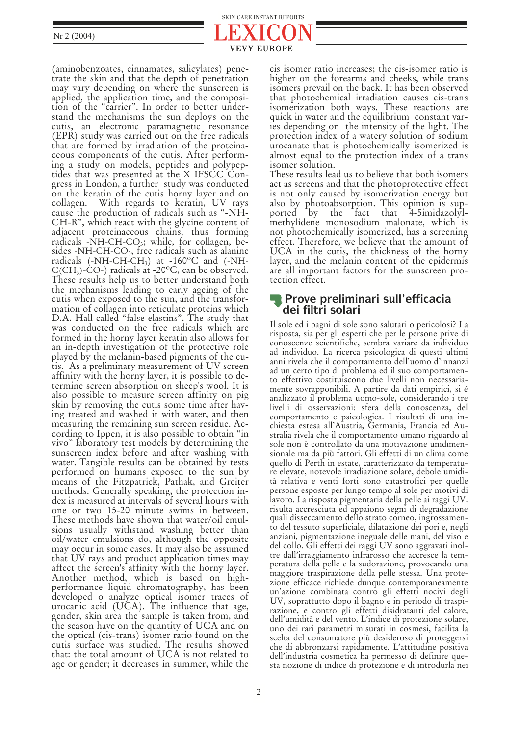(aminobenzoates, cinnamates, salicylates) penetrate the skin and that the depth of penetration may vary depending on where the sunscreen is applied, the application time, and the composition of the "carrier". In order to better understand the mechanisms the sun deploys on the cutis, an electronic paramagnetic resonance (EPR) study was carried out on the free radicals that are formed by irradiation of the proteinaceous components of the cutis. After performing a study on models, peptides and polypeptides that was presented at the X IFSCC Congress in London, a further study was conducted on the keratin of the cutis horny layer and on collagen. With regards to keratin, UV rays cause the production of radicals such as "-NH-CH-R", which react with the glycine content of adjacent proteinaceous chains, thus forming radicals -NH-CH-$CO_3$; while, for collagen, besides -NH-CH-$CO_3$, free radicals such as alanine radicals (-NH-CH-$CH_3$) at -160ºC and (-NH-C($CH_3$)-CO-) radicals at -20ºC, can be observed. These results help us to better understand both the mechanisms leading to early ageing of the cutis when exposed to the sun, and the transformation of collagen into reticulate proteins which D.A. Hall called "false elastins". The study that was conducted on the free radicals which are formed in the horny layer keratin also allows for an in-depth investigation of the protective role played by the melanin-based pigments of the cutis. As a preliminary measurement of UV screen affinity with the horny layer, it is possible to determine screen absorption on sheep's wool. It is also possible to measure screen affinity on pig skin by removing the cutis some time after having treated and washed it with water, and then measuring the remaining sun screen residue. According to Ippen, it is also possible to obtain "in vivo" laboratory test models by determining the sunscreen index before and after washing with water. Tangible results can be obtained by tests performed on humans exposed to the sun by means of the Fitzpatrick, Pathak, and Greiter methods. Generally speaking, the protection index is measured at intervals of several hours with one or two 15-20 minute swims in between. These methods have shown that water/oil emulsions usually withstand washing better than oil/water emulsions do, although the opposite may occur in some cases. It may also be assumed that UV rays and product application times may affect the screen's affinity with the horny layer. Another method, which is based on high-performance liquid chromatography, has been developed o analyze optical isomer traces of urocanic acid (UCA). The influence that age, gender, skin area the sample is taken from, and the season have on the quantity of UCA and on the optical (cis-trans) isomer ratio found on the cutis surface was studied. The results showed that: the total amount of UCA is not related to age or gender; it decreases in summer, while the cis isomer ratio increases; the cis-isomer ratio is higher on the forearms and cheeks, while trans isomers prevail on the back. It has been observed that photochemical irradiation causes cis-trans isomerization both ways. These reactions are quick in water and the equilibrium constant varies depending on the intensity of the light. The protection index of a watery solution of sodium urocanate that is photochemically isomerized is almost equal to the protection index of a trans isomer solution.

These results lead us to believe that both isomers act as screens and that the photoprotective effect is not only caused by isomerization energy but also by photoabsorption. This opinion is supported by the fact that 4-5imidazolyl-methylidene monosodium malonate, which is not photochemically isomerized, has a screening effect. Therefore, we believe that the amount of UCA in the cutis, the thickness of the horny layer, and the melanin content of the epidermis are all important factors for the sunscreen protection effect.

## Prove preliminari sull'efficacia dei filtri solari

Il sole ed i bagni di sole sono salutari o pericolosi? La risposta, sia per gli esperti che per le persone prive di conoscenze scientifiche, sembra variare da individuo ad individuo. La ricerca psicologica di questi ultimi anni rivela che il comportamento dell'uomo d'innanzi ad un certo tipo di problema ed il suo comportamento effettivo costituiscono due livelli non necessariamente sovrapponibili. A partire da dati empirici, si é analizzato il problema uomo-sole, considerando i tre livelli di osservazioni: sfera della conoscenza, del comportamento e psicologica. I risultati di una inchiesta estesa all'Austria, Germania, Francia ed Australia rivela che il comportamento umano riguardo al sole non è controllato da una motivazione unidimensionale ma da più fattori. Gli effetti di un clima come quello di Perth in estate, caratterizzato da temperature elevate, notevole irradiazione solare, debole umidità relativa e venti forti sono catastrofici per quelle persone esposte per lungo tempo al sole per motivi di lavoro. La risposta pigmentaria della pelle ai raggi UV. risulta accresciuta ed appaiono segni di degradazione quali disseccamento dello strato corneo, ingrossamento del tessuto superficiale, dilatazione dei pori e, negli anziani, pigmentazione ineguale delle mani, del viso e del collo. Gli effetti dei raggi UV sono aggravati inoltre dall'irraggiamento infrarosso che accresce la temperatura della pelle e la sudorazione, provocando una maggiore traspirazione della pelle stessa. Una protezione efficace richiede dunque contemporaneamente un'azione combinata contro gli effetti nocivi degli UV, soprattutto dopo il bagno e in periodo di traspirazione, e contro gli effetti disidratanti del calore, dell'umidità e del vento. L'indice di protezione solare, uno dei rari parametri misurati in cosmesi, facilita la scelta del consumatore più desideroso di proteggersi che di abbronzarsi rapidamente. L'attitudine positiva dell'industria cosmetica ha permesso di definire questa nozione di indice di protezione e di introdurla nei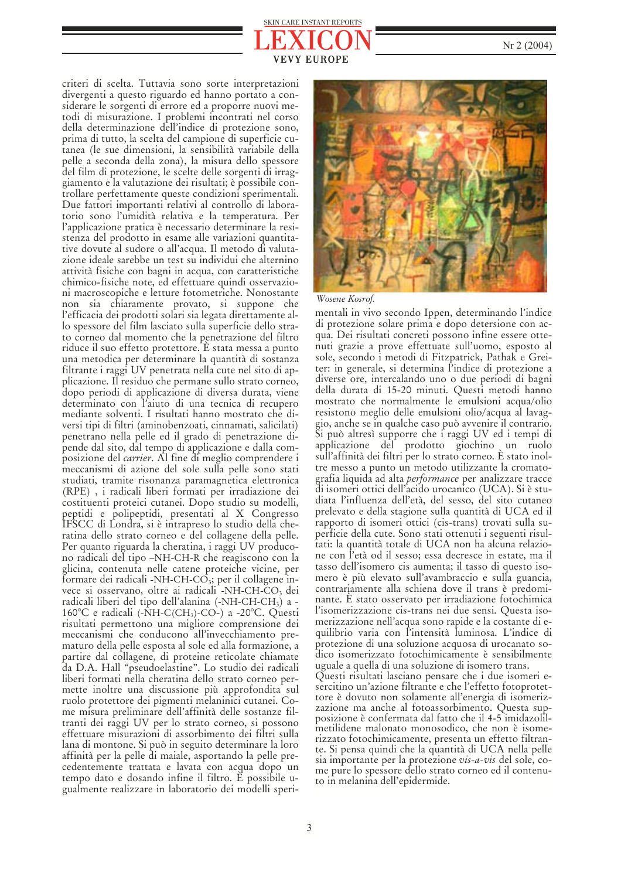criteri di scelta. Tuttavia sono sorte interpretazioni divergenti a questo riguardo ed hanno portato a considerare le sorgenti di errore ed a proporre nuovi metodi di misurazione. I problemi incontrati nel corso della determinazione dell'indice di protezione sono, prima di tutto, la scelta del campione di superficie cutanea (le sue dimensioni, la sensibilità variabile della pelle a seconda della zona), la misura dello spessore del film di protezione, le scelte delle sorgenti di irraggiamento e la valutazione dei risultati; è possibile controllare perfettamente queste condizioni sperimentali. Due fattori importanti relativi al controllo di laboratorio sono l'umidità relativa e la temperatura. Per l'applicazione pratica è necessario determinare la resistenza del prodotto in esame alle variazioni quantitative dovute al sudore o all'acqua. Il metodo di valutazione ideale sarebbe un test su individui che alternino attività fisiche con bagni in acqua, con caratteristiche chimico-fisiche note, ed effettuare quindi osservazioni macroscopiche e letture fotometriche. Nonostante non sia chiaramente provato, si suppone che l'efficacia dei prodotti solari sia legata direttamente allo spessore del film lasciato sulla superficie dello strato corneo dal momento che la penetrazione del filtro riduce il suo effetto protettore. È stata messa a punto una metodica per determinare la quantità di sostanza filtrante i raggi UV penetrata nella cute nel sito di applicazione. Il residuo che permane sullo strato corneo, dopo periodi di applicazione di diversa durata, viene determinato con l'aiuto di una tecnica di recupero mediante solventi. I risultati hanno mostrato che diversi tipi di filtri (aminobenzoati, cinnamati, salicilati) penetrano nella pelle ed il grado di penetrazione dipende dal sito, dal tempo di applicazione e dalla composizione del *carrier*. Al fine di meglio comprendere i meccanismi di azione del sole sulla pelle sono stati studiati, tramite risonanza paramagnetica elettronica (RPE), i radicali liberi formati per irradiazione dei costituenti proteici cutanei. Dopo studio su modelli, peptidi e polipeptidi, presentati al X Congresso IFSCC di Londra, si è intrapreso lo studio della cheratina dello strato corneo e del collagene della pelle. Per quanto riguarda la cheratina, i raggi UV producono radicali del tipo –NH-CH-R che reagiscono con la glicina, contenuta nelle catene proteiche vicine, per formare dei radicali -NH-CH-$CO_3$; per il collagene invece si osservano, oltre ai radicali -NH-CH-$CO_3$ dei radicali liberi del tipo dell'alanina (-NH-CH-$CH_3$) a -160°C e radicali (-NH-C($CH_3$)-CO-) a -20°C. Questi risultati permettono una migliore comprensione dei meccanismi che conducono all'invecchiamento prematuro della pelle esposta al sole ed alla formazione, a partire dal collagene, di proteine reticolate chiamate da D.A. Hall "pseudoelastine". Lo studio dei radicali liberi formati nella cheratina dello strato corneo permette inoltre una discussione più approfondita sul ruolo protettore dei pigmenti melaninici cutanei. Come misura preliminare dell'affinità delle sostanze filtranti dei raggi UV per lo strato corneo, si possono effettuare misurazioni di assorbimento dei filtri sulla lana di montone. Si può in seguito determinare la loro affinità per la pelle di maiale, asportando la pelle precedentemente trattata e lavata con acqua dopo un tempo dato e dosando infine il filtro. È possibile ugualmente realizzare in laboratorio dei modelli sperimentali in vivo secondo Ippen, determinando l'indice di protezione solare prima e dopo detersione con acqua. Dei risultati concreti possono infine essere ottenuti grazie a prove effettuate sull'uomo, esposto al sole, secondo i metodi di Fitzpatrick, Pathak e Greiter: in generale, si determina l'indice di protezione a diverse ore, intercalando uno o due periodi di bagni della durata di 15-20 minuti. Questi metodi hanno mostrato che normalmente le emulsioni acqua/olio resistono meglio delle emulsioni olio/acqua al lavaggio, anche se in qualche caso può avvenire il contrario. Si può altresì supporre che i raggi UV ed i tempi di applicazione del prodotto giochino un ruolo sull'affinità dei filtri per lo strato corneo. È stato inoltre messo a punto un metodo utilizzante la cromatografia liquida ad alta *performance* per analizzare tracce di isomeri ottici dell'acido urocanico (UCA). Si è studiata l'influenza dell'età, del sesso, del sito cutaneo prelevato e della stagione sulla quantità di UCA ed il rapporto di isomeri ottici (cis-trans) trovati sulla superficie della cute. Sono stati ottenuti i seguenti risultati: la quantità totale di UCA non ha alcuna relazione con l'età od il sesso; essa decresce in estate, ma il tasso dell'isomero cis aumenta; il tasso di questo isomero è più elevato sull'avambraccio e sulla guancia, contrariamente alla schiena dove il trans è predominante. È stato osservato per irradiazione fotochimica l'isomerizzazione cis-trans nei due sensi. Questa isomerizzazione nell'acqua sono rapide e la costante di equilibrio varia con l'intensità luminosa. L'indice di protezione di una soluzione acquosa di urocanato sodico isomerizzato fotochimicamente è sensibilmente uguale a quella di una soluzione di isomero trans.

Questi risultati lasciano pensare che i due isomeri esercitino un'azione filtrante e che l'effetto fotoprotettore è dovuto non solamente all'energia di isomerizzazione ma anche al fotoassorbimento. Questa supposizione è confermata dal fatto che il 4-5 imidazolilmetilidene malonato monosodico, che non è isomerizzato fotochimicamente, presenta un effetto filtrante. Si pensa quindi che la quantità di UCA nella pelle sia importante per la protezione *vis-a-vis* del sole, come pure lo spessore dello strato corneo ed il contenuto in melanina dell'epidermide.

*Wosene Kosrof.*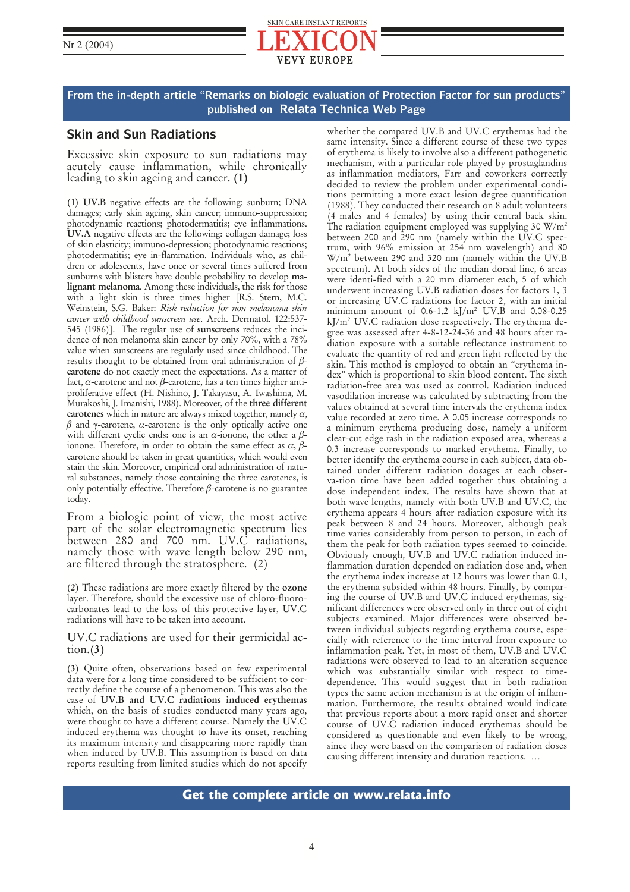**From the in-depth article "Remarks on biologic evaluation of Protection Factor for sun products" published on Relata Technica Web Page**

## Skin and Sun Radiations

Excessive skin exposure to sun radiations may acutely cause inflammation, while chronically leading to skin ageing and cancer. **(1)**

(**1**) **UV.B** negative effects are the following: sunburn; DNA damages; early skin ageing, skin cancer; immuno-suppression; photodynamic reactions; photodermatitis; eye inflammations. **UV.A** negative effects are the following: collagen damage; loss of skin elasticity; immuno-depression; photodynamic reactions; photodermatitis; eye in-flammation. Individuals who, as children or adolescents, have once or several times suffered from sunburns with blisters have double probability to develop **malignant melanoma**. Among these individuals, the risk for those with a light skin is three times higher [R.S. Stern, M.C. Weinstein, S.G. Baker: *Risk reduction for non melanoma skin cancer with childhood sunscreen use*. Arch. Dermatol. 122:537-545 (1986)]. The regular use of **sunscreens** reduces the incidence of non melanoma skin cancer by only 70%, with a 78% value when sunscreens are regularly used since childhood. The results thought to be obtained from oral administration of **$\beta$-carotene** do not exactly meet the expectations. As a matter of fact, $\alpha$-carotene and not $\beta$-carotene, has a ten times higher antiproliferative effect (H. Nishino, J. Takayasu, A. Iwashima, M. Murakoshi, J. Imanishi, 1988). Moreover, of the **three different carotenes** which in nature are always mixed together, namely $\alpha$, $\beta$ and $\gamma$-carotene, $\alpha$-carotene is the only optically active one with different cyclic ends: one is an $\alpha$-ionone, the other a $\beta$-ionone. Therefore, in order to obtain the same effect as $\alpha$, $\beta$-carotene should be taken in great quantities, which would even stain the skin. Moreover, empirical oral administration of natural substances, namely those containing the three carotenes, is only potentially effective. Therefore $\beta$-carotene is no guarantee today.

From a biologic point of view, the most active part of the solar electromagnetic spectrum lies between 280 and 700 nm. UV.C radiations, namely those with wave length below 290 nm, are filtered through the stratosphere. (2)

(**2**) These radiations are more exactly filtered by the **ozone** layer. Therefore, should the excessive use of chloro-fluoro-carbonates lead to the loss of this protective layer, UV.C radiations will have to be taken into account.

UV.C radiations are used for their germicidal action.**(3)**

(**3**) Quite often, observations based on few experimental data were for a long time considered to be sufficient to correctly define the course of a phenomenon. This was also the case of **UV.B and UV.C radiations induced erythemas** which, on the basis of studies conducted many years ago, were thought to have a different course. Namely the UV.C induced erythema was thought to have its onset, reaching its maximum intensity and disappearing more rapidly than when induced by UV.B. This assumption is based on data reports resulting from limited studies which do not specify whether the compared UV.B and UV.C erythemas had the same intensity. Since a different course of these two types of erythema is likely to involve also a different pathogenetic mechanism, with a particular role played by prostaglandins as inflammation mediators, Farr and coworkers correctly decided to review the problem under experimental conditions permitting a more exact lesion degree quantification (1988). They conducted their research on 8 adult volunteers (4 males and 4 females) by using their central back skin. The radiation equipment employed was supplying 30 W/m$^2$ between 200 and 290 nm (namely within the UV.C spectrum, with 96% emission at 254 nm wavelength) and 80 W/m$^2$ between 290 and 320 nm (namely within the UV.B spectrum). At both sides of the median dorsal line, 6 areas were identi-fied with a 20 mm diameter each, 5 of which underwent increasing UV.B radiation doses for factors 1, 3 or increasing UV.C radiations for factor 2, with an initial minimum amount of 0.6-1.2 kJ/m$^2$ UV.B and 0.08-0.25 kJ/m$^2$ UV.C radiation dose respectively. The erythema degree was assessed after 4-8-12-24-36 and 48 hours after radiation exposure with a suitable reflectance instrument to evaluate the quantity of red and green light reflected by the skin. This method is employed to obtain an "erythema index" which is proportional to skin blood content. The sixth radiation-free area was used as control. Radiation induced vasodilation increase was calculated by subtracting from the values obtained at several time intervals the erythema index value recorded at zero time. A 0.05 increase corresponds to a minimum erythema producing dose, namely a uniform clear-cut edge rash in the radiation exposed area, whereas a 0.3 increase corresponds to marked erythema. Finally, to better identify the erythema course in each subject, data obtained under different radiation dosages at each observa-tion time have been added together thus obtaining a dose independent index. The results have shown that at both wave lengths, namely with both UV.B and UV.C, the erythema appears 4 hours after radiation exposure with its peak between 8 and 24 hours. Moreover, although peak time varies considerably from person to person, in each of them the peak for both radiation types seemed to coincide. Obviously enough, UV.B and UV.C radiation induced inflammation duration depended on radiation dose and, when the erythema index increase at 12 hours was lower than 0.1, the erythema subsided within 48 hours. Finally, by comparing the course of UV.B and UV.C induced erythemas, significant differences were observed only in three out of eight subjects examined. Major differences were observed between individual subjects regarding erythema course, especially with reference to the time interval from exposure to inflammation peak. Yet, in most of them, UV.B and UV.C radiations were observed to lead to an alteration sequence which was substantially similar with respect to time-dependence. This would suggest that in both radiation types the same action mechanism is at the origin of inflammation. Furthermore, the results obtained would indicate that previous reports about a more rapid onset and shorter course of UV.C radiation induced erythemas should be considered as questionable and even likely to be wrong, since they were based on the comparison of radiation doses causing different intensity and duration reactions. ...

**Get the complete article on www.relata.info**